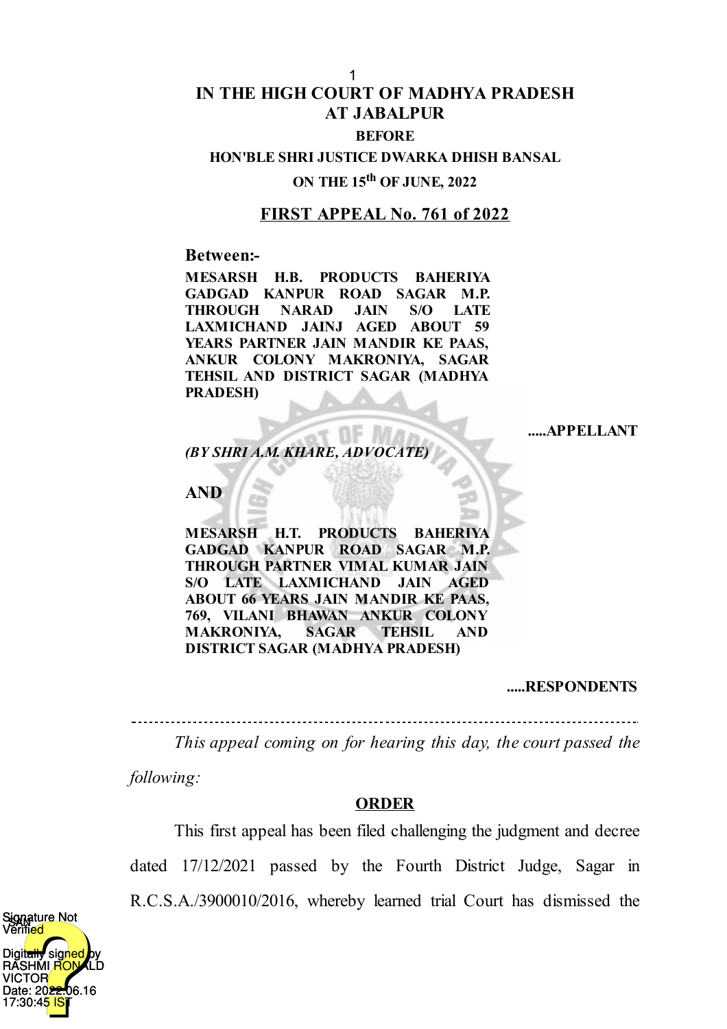# IN THE HIGH COURT OF MADHYA PRADESH AT JABALPUR

**BEFORE**

**HON'BLE SHRI JUSTICE DWARKA DHISH BANSAL**

**ON THE 15th OF JUNE, 2022**

## FIRST APPEAL No. 761 of 2022

**Between:-**

**MESARSH H.B. PRODUCTS BAHERIYA GADGAD KANPUR ROAD SAGAR M.P. THROUGH NARAD JAIN S/O LATE LAXMICHAND JAINJ AGED ABOUT 59 YEARS PARTNER JAIN MANDIR KE PAAS, ANKUR COLONY MAKRONIYA, SAGAR TEHSIL AND DISTRICT SAGAR (MADHYA PRADESH)**

**.....APPELLANT**

***(BY SHRI A.M. KHARE, ADVOCATE)***

**AND**

**MESARSH H.T. PRODUCTS BAHERIYA GADGAD KANPUR ROAD SAGAR M.P. THROUGH PARTNER VIMAL KUMAR JAIN S/O LATE LAXMICHAND JAIN AGED ABOUT 66 YEARS JAIN MANDIR KE PAAS, 769, VILANI BHAWAN ANKUR COLONY MAKRONIYA, SAGAR TEHSIL AND DISTRICT SAGAR (MADHYA PRADESH)**

**.....RESPONDENTS**

---

*This appeal coming on for hearing this day, the court passed the following:*

**ORDER**

This first appeal has been filed challenging the judgment and decree dated 17/12/2021 passed by the Fourth District Judge, Sagar in R.C.S.A./3900010/2016, whereby learned trial Court has dismissed the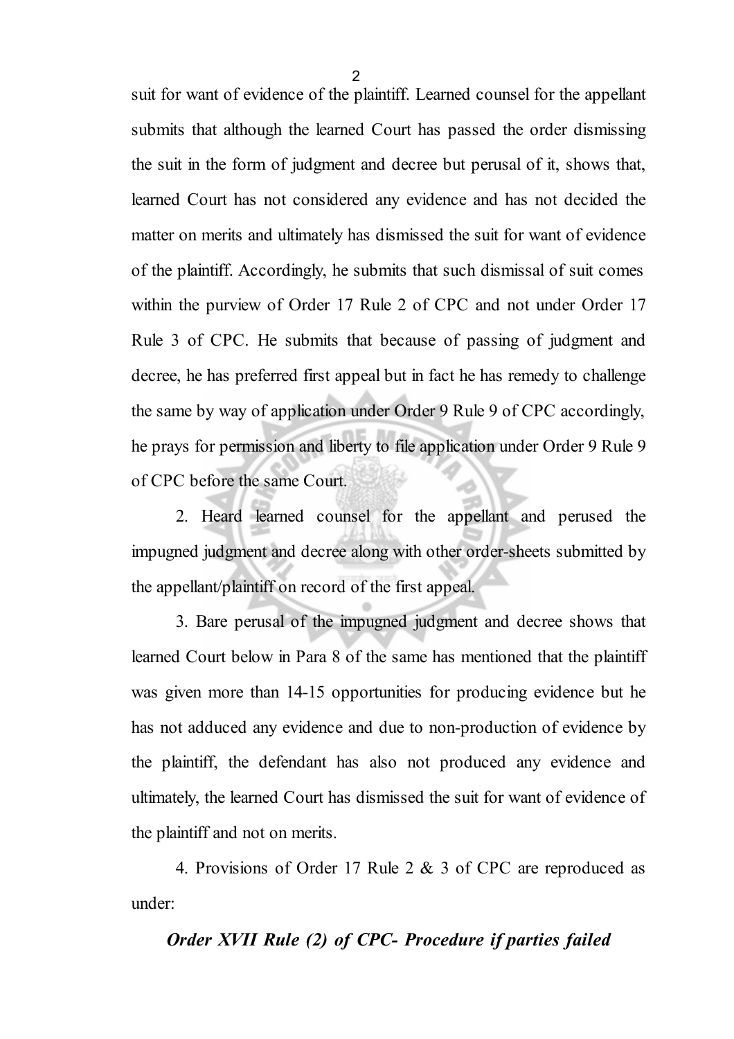suit for want of evidence of the plaintiff. Learned counsel for the appellant submits that although the learned Court has passed the order dismissing the suit in the form of judgment and decree but perusal of it, shows that, learned Court has not considered any evidence and has not decided the matter on merits and ultimately has dismissed the suit for want of evidence of the plaintiff. Accordingly, he submits that such dismissal of suit comes within the purview of Order 17 Rule 2 of CPC and not under Order 17 Rule 3 of CPC. He submits that because of passing of judgment and decree, he has preferred first appeal but in fact he has remedy to challenge the same by way of application under Order 9 Rule 9 of CPC accordingly, he prays for permission and liberty to file application under Order 9 Rule 9 of CPC before the same Court.

2. Heard learned counsel for the appellant and perused the impugned judgment and decree along with other order-sheets submitted by the appellant/plaintiff on record of the first appeal.

3. Bare perusal of the impugned judgment and decree shows that learned Court below in Para 8 of the same has mentioned that the plaintiff was given more than 14-15 opportunities for producing evidence but he has not adduced any evidence and due to non-production of evidence by the plaintiff, the defendant has also not produced any evidence and ultimately, the learned Court has dismissed the suit for want of evidence of the plaintiff and not on merits.

4. Provisions of Order 17 Rule 2 & 3 of CPC are reproduced as under:

***Order XVII Rule (2) of CPC- Procedure if parties failed***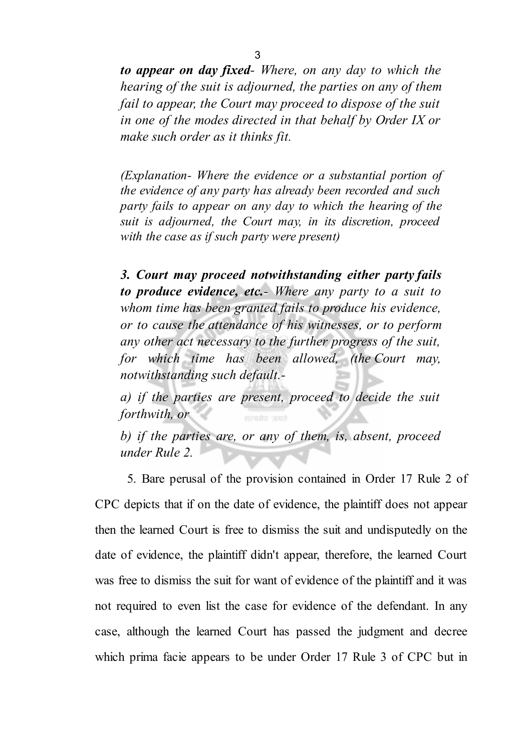***to appear on day fixed**- Where, on any day to which the hearing of the suit is adjourned, the parties on any of them fail to appear, the Court may proceed to dispose of the suit in one of the modes directed in that behalf by Order IX or make such order as it thinks fit.*

*(Explanation- Where the evidence or a substantial portion of the evidence of any party has already been recorded and such party fails to appear on any day to which the hearing of the suit is adjourned, the Court may, in its discretion, proceed with the case as if such party were present)*

***3. Court may proceed notwithstanding either party fails to produce evidence, etc.**- Where any party to a suit to whom time has been granted fails to produce his evidence, or to cause the attendance of his witnesses, or to perform any other act necessary to the further progress of the suit, for which time has been allowed, (the Court may, notwithstanding such default.-*

*a) if the parties are present, proceed to decide the suit forthwith, or*

*b) if the parties are, or any of them, is, absent, proceed under Rule 2.*

5. Bare perusal of the provision contained in Order 17 Rule 2 of CPC depicts that if on the date of evidence, the plaintiff does not appear then the learned Court is free to dismiss the suit and undisputedly on the date of evidence, the plaintiff didn't appear, therefore, the learned Court was free to dismiss the suit for want of evidence of the plaintiff and it was not required to even list the case for evidence of the defendant. In any case, although the learned Court has passed the judgment and decree which prima facie appears to be under Order 17 Rule 3 of CPC but in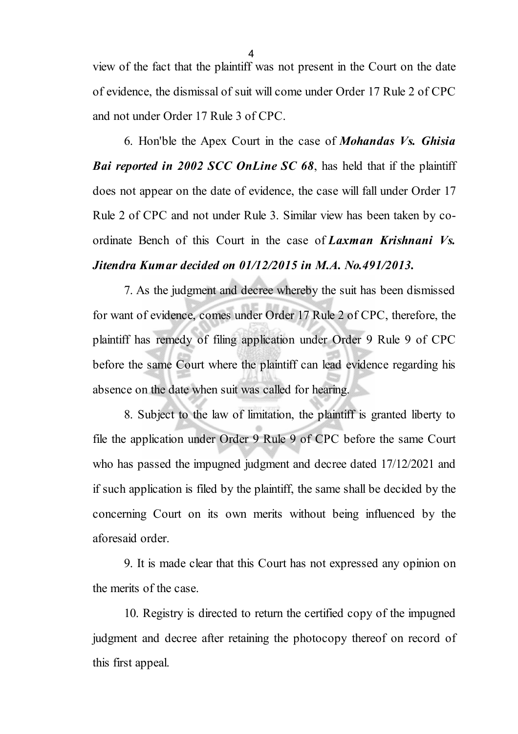view of the fact that the plaintiff was not present in the Court on the date of evidence, the dismissal of suit will come under Order 17 Rule 2 of CPC and not under Order 17 Rule 3 of CPC.

6. Hon'ble the Apex Court in the case of ***Mohandas Vs. Ghisia Bai reported in 2002 SCC OnLine SC 68***, has held that if the plaintiff does not appear on the date of evidence, the case will fall under Order 17 Rule 2 of CPC and not under Rule 3. Similar view has been taken by co-ordinate Bench of this Court in the case of ***Laxman Krishnani Vs. Jitendra Kumar decided on 01/12/2015 in M.A. No.491/2013.***

7. As the judgment and decree whereby the suit has been dismissed for want of evidence, comes under Order 17 Rule 2 of CPC, therefore, the plaintiff has remedy of filing application under Order 9 Rule 9 of CPC before the same Court where the plaintiff can lead evidence regarding his absence on the date when suit was called for hearing.

8. Subject to the law of limitation, the plaintiff is granted liberty to file the application under Order 9 Rule 9 of CPC before the same Court who has passed the impugned judgment and decree dated 17/12/2021 and if such application is filed by the plaintiff, the same shall be decided by the concerning Court on its own merits without being influenced by the aforesaid order.

9. It is made clear that this Court has not expressed any opinion on the merits of the case.

10. Registry is directed to return the certified copy of the impugned judgment and decree after retaining the photocopy thereof on record of this first appeal.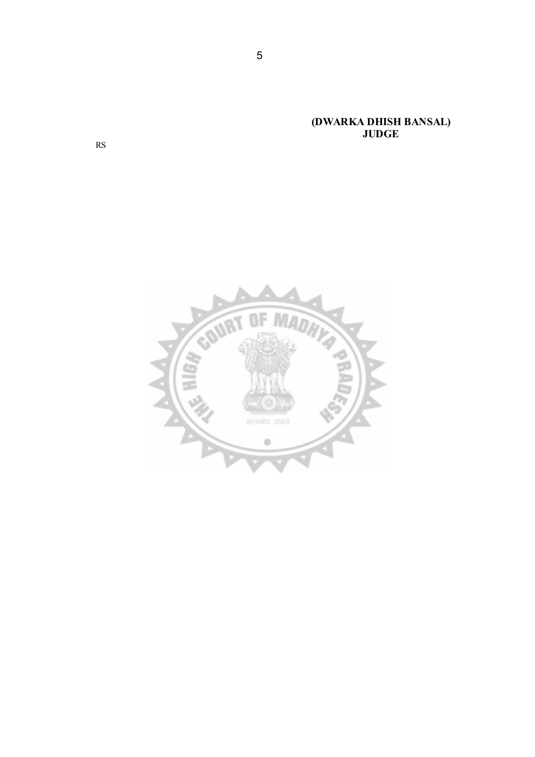**(DWARKA DHISH BANSAL)**
**JUDGE**

RS